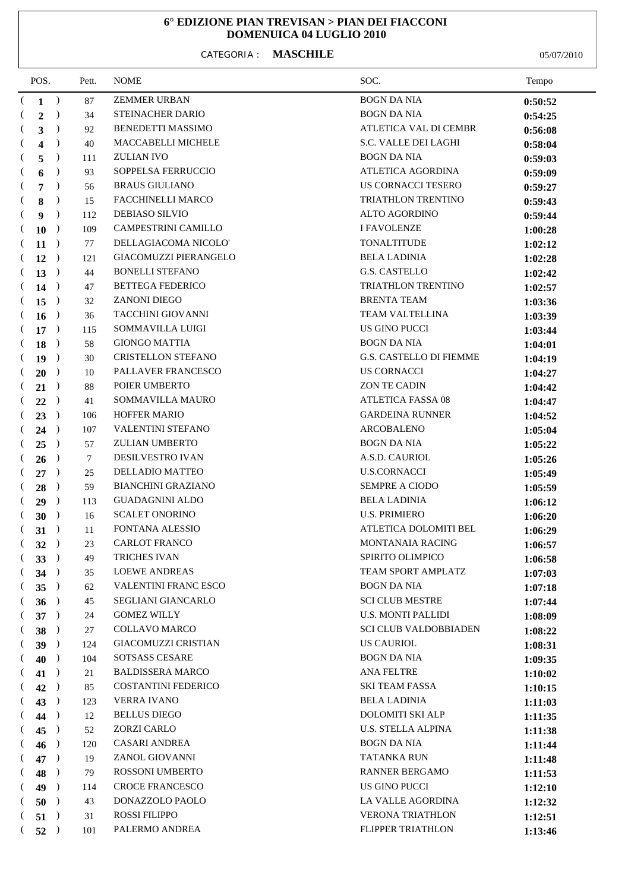# 6° EDIZIONE PIAN TREVISAN > PIAN DEI FIACCONI
## DOMENUICA 04 LUGLIO 2010

CATEGORIA : **MASCHILE**

05/07/2010

| POS. | Pett. | NOME | SOC. | Tempo |
|---|---|---|---|---|
| ( **1** ) | 87 | ZEMMER URBAN | BOGN DA NIA | **0:50:52** |
| ( **2** ) | 34 | STEINACHER DARIO | BOGN DA NIA | **0:54:25** |
| ( **3** ) | 92 | BENEDETTI MASSIMO | ATLETICA VAL DI CEMBR | **0:56:08** |
| ( **4** ) | 40 | MACCABELLI MICHELE | S.C. VALLE DEI LAGHI | **0:58:04** |
| ( **5** ) | 111 | ZULIAN IVO | BOGN DA NIA | **0:59:03** |
| ( **6** ) | 93 | SOPPELSA FERRUCCIO | ATLETICA AGORDINA | **0:59:09** |
| ( **7** ) | 56 | BRAUS GIULIANO | US CORNACCI TESERO | **0:59:27** |
| ( **8** ) | 15 | FACCHINELLI MARCO | TRIATHLON TRENTINO | **0:59:43** |
| ( **9** ) | 112 | DEBIASO SILVIO | ALTO AGORDINO | **0:59:44** |
| ( **10** ) | 109 | CAMPESTRINI CAMILLO | I FAVOLENZE | **1:00:28** |
| ( **11** ) | 77 | DELLAGIACOMA NICOLO' | TONALTITUDE | **1:02:12** |
| ( **12** ) | 121 | GIACOMUZZI PIERANGELO | BELA LADINIA | **1:02:28** |
| ( **13** ) | 44 | BONELLI STEFANO | G.S. CASTELLO | **1:02:42** |
| ( **14** ) | 47 | BETTEGA FEDERICO | TRIATHLON TRENTINO | **1:02:57** |
| ( **15** ) | 32 | ZANONI DIEGO | BRENTA TEAM | **1:03:36** |
| ( **16** ) | 36 | TACCHINI GIOVANNI | TEAM VALTELLINA | **1:03:39** |
| ( **17** ) | 115 | SOMMAVILLA LUIGI | US GINO PUCCI | **1:03:44** |
| ( **18** ) | 58 | GIONGO MATTIA | BOGN DA NIA | **1:04:01** |
| ( **19** ) | 30 | CRISTELLON STEFANO | G.S. CASTELLO DI FIEMME | **1:04:19** |
| ( **20** ) | 10 | PALLAVER FRANCESCO | US CORNACCI | **1:04:27** |
| ( **21** ) | 88 | POIER UMBERTO | ZON TE CADIN | **1:04:42** |
| ( **22** ) | 41 | SOMMAVILLA MAURO | ATLETICA FASSA 08 | **1:04:47** |
| ( **23** ) | 106 | HOFFER MARIO | GARDEINA RUNNER | **1:04:52** |
| ( **24** ) | 107 | VALENTINI STEFANO | ARCOBALENO | **1:05:04** |
| ( **25** ) | 57 | ZULIAN UMBERTO | BOGN DA NIA | **1:05:22** |
| ( **26** ) | 7 | DESILVESTRO IVAN | A.S.D. CAURIOL | **1:05:26** |
| ( **27** ) | 25 | DELLADIO MATTEO | U.S.CORNACCI | **1:05:49** |
| ( **28** ) | 59 | BIANCHINI GRAZIANO | SEMPRE A CIODO | **1:05:59** |
| ( **29** ) | 113 | GUADAGNINI ALDO | BELA LADINIA | **1:06:12** |
| ( **30** ) | 16 | SCALET ONORINO | U.S. PRIMIERO | **1:06:20** |
| ( **31** ) | 11 | FONTANA ALESSIO | ATLETICA DOLOMITI BEL | **1:06:29** |
| ( **32** ) | 23 | CARLOT FRANCO | MONTANAIA RACING | **1:06:57** |
| ( **33** ) | 49 | TRICHES IVAN | SPIRITO OLIMPICO | **1:06:58** |
| ( **34** ) | 35 | LOEWE ANDREAS | TEAM SPORT AMPLATZ | **1:07:03** |
| ( **35** ) | 62 | VALENTINI FRANC ESCO | BOGN DA NIA | **1:07:18** |
| ( **36** ) | 45 | SEGLIANI GIANCARLO | SCI CLUB MESTRE | **1:07:44** |
| ( **37** ) | 24 | GOMEZ WILLY | U.S. MONTI PALLIDI | **1:08:09** |
| ( **38** ) | 27 | COLLAVO MARCO | SCI CLUB VALDOBBIADEN | **1:08:22** |
| ( **39** ) | 124 | GIACOMUZZI CRISTIAN | US CAURIOL | **1:08:31** |
| ( **40** ) | 104 | SOTSASS CESARE | BOGN DA NIA | **1:09:35** |
| ( **41** ) | 21 | BALDISSERA MARCO | ANA FELTRE | **1:10:02** |
| ( **42** ) | 85 | COSTANTINI FEDERICO | SKI TEAM FASSA | **1:10:15** |
| ( **43** ) | 123 | VERRA IVANO | BELA LADINIA | **1:11:03** |
| ( **44** ) | 12 | BELLUS DIEGO | DOLOMITI SKI ALP | **1:11:35** |
| ( **45** ) | 52 | ZORZI CARLO | U.S. STELLA ALPINA | **1:11:38** |
| ( **46** ) | 120 | CASARI ANDREA | BOGN DA NIA | **1:11:44** |
| ( **47** ) | 19 | ZANOL GIOVANNI | TATANKA RUN | **1:11:48** |
| ( **48** ) | 79 | ROSSONI UMBERTO | RANNER BERGAMO | **1:11:53** |
| ( **49** ) | 114 | CROCE FRANCESCO | US GINO PUCCI | **1:12:10** |
| ( **50** ) | 43 | DONAZZOLO PAOLO | LA VALLE AGORDINA | **1:12:32** |
| ( **51** ) | 31 | ROSSI FILIPPO | VERONA TRIATHLON | **1:12:51** |
| ( **52** ) | 101 | PALERMO ANDREA | FLIPPER TRIATHLON | **1:13:46** |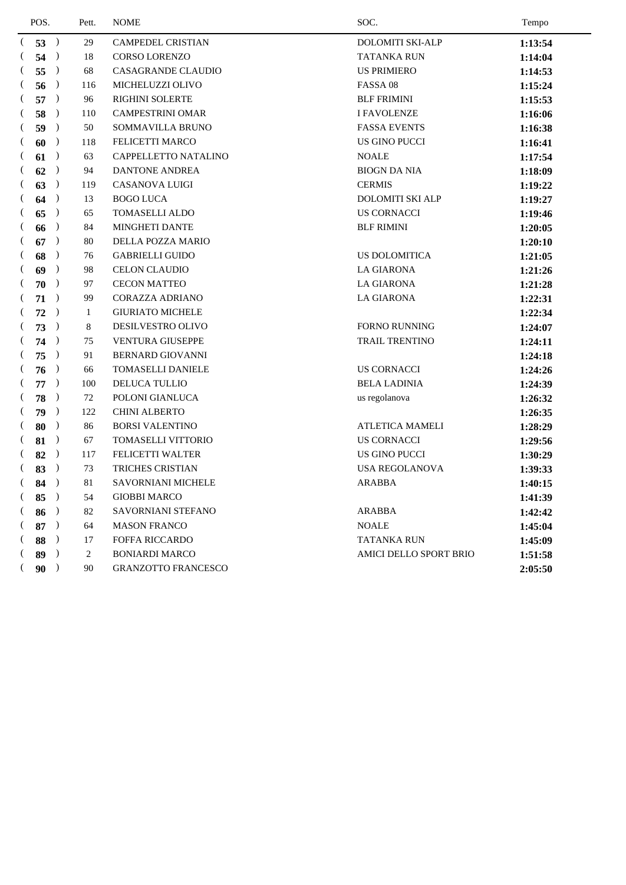| POS. | Pett. | NOME | SOC. | Tempo |
|---|---|---|---|---|
| ( **53** ) | 29 | CAMPEDEL CRISTIAN | DOLOMITI SKI-ALP | **1:13:54** |
| ( **54** ) | 18 | CORSO LORENZO | TATANKA RUN | **1:14:04** |
| ( **55** ) | 68 | CASAGRANDE CLAUDIO | US PRIMIERO | **1:14:53** |
| ( **56** ) | 116 | MICHELUZZI OLIVO | FASSA 08 | **1:15:24** |
| ( **57** ) | 96 | RIGHINI SOLERTE | BLF FRIMINI | **1:15:53** |
| ( **58** ) | 110 | CAMPESTRINI OMAR | I FAVOLENZE | **1:16:06** |
| ( **59** ) | 50 | SOMMAVILLA BRUNO | FASSA EVENTS | **1:16:38** |
| ( **60** ) | 118 | FELICETTI MARCO | US GINO PUCCI | **1:16:41** |
| ( **61** ) | 63 | CAPPELLETTO NATALINO | NOALE | **1:17:54** |
| ( **62** ) | 94 | DANTONE ANDREA | BIOGN DA NIA | **1:18:09** |
| ( **63** ) | 119 | CASANOVA LUIGI | CERMIS | **1:19:22** |
| ( **64** ) | 13 | BOGO LUCA | DOLOMITI SKI ALP | **1:19:27** |
| ( **65** ) | 65 | TOMASELLI ALDO | US CORNACCI | **1:19:46** |
| ( **66** ) | 84 | MINGHETI DANTE | BLF RIMINI | **1:20:05** |
| ( **67** ) | 80 | DELLA POZZA MARIO | | **1:20:10** |
| ( **68** ) | 76 | GABRIELLI GUIDO | US DOLOMITICA | **1:21:05** |
| ( **69** ) | 98 | CELON CLAUDIO | LA GIARONA | **1:21:26** |
| ( **70** ) | 97 | CECON MATTEO | LA GIARONA | **1:21:28** |
| ( **71** ) | 99 | CORAZZA ADRIANO | LA GIARONA | **1:22:31** |
| ( **72** ) | 1 | GIURIATO MICHELE | | **1:22:34** |
| ( **73** ) | 8 | DESILVESTRO OLIVO | FORNO RUNNING | **1:24:07** |
| ( **74** ) | 75 | VENTURA GIUSEPPE | TRAIL TRENTINO | **1:24:11** |
| ( **75** ) | 91 | BERNARD GIOVANNI | | **1:24:18** |
| ( **76** ) | 66 | TOMASELLI DANIELE | US CORNACCI | **1:24:26** |
| ( **77** ) | 100 | DELUCA TULLIO | BELA LADINIA | **1:24:39** |
| ( **78** ) | 72 | POLONI GIANLUCA | us regolanova | **1:26:32** |
| ( **79** ) | 122 | CHINI ALBERTO | | **1:26:35** |
| ( **80** ) | 86 | BORSI VALENTINO | ATLETICA MAMELI | **1:28:29** |
| ( **81** ) | 67 | TOMASELLI VITTORIO | US CORNACCI | **1:29:56** |
| ( **82** ) | 117 | FELICETTI WALTER | US GINO PUCCI | **1:30:29** |
| ( **83** ) | 73 | TRICHES CRISTIAN | USA REGOLANOVA | **1:39:33** |
| ( **84** ) | 81 | SAVORNIANI MICHELE | ARABBA | **1:40:15** |
| ( **85** ) | 54 | GIOBBI MARCO | | **1:41:39** |
| ( **86** ) | 82 | SAVORNIANI STEFANO | ARABBA | **1:42:42** |
| ( **87** ) | 64 | MASON FRANCO | NOALE | **1:45:04** |
| ( **88** ) | 17 | FOFFA RICCARDO | TATANKA RUN | **1:45:09** |
| ( **89** ) | 2 | BONIARDI MARCO | AMICI DELLO SPORT BRIO | **1:51:58** |
| ( **90** ) | 90 | GRANZOTTO FRANCESCO | | **2:05:50** |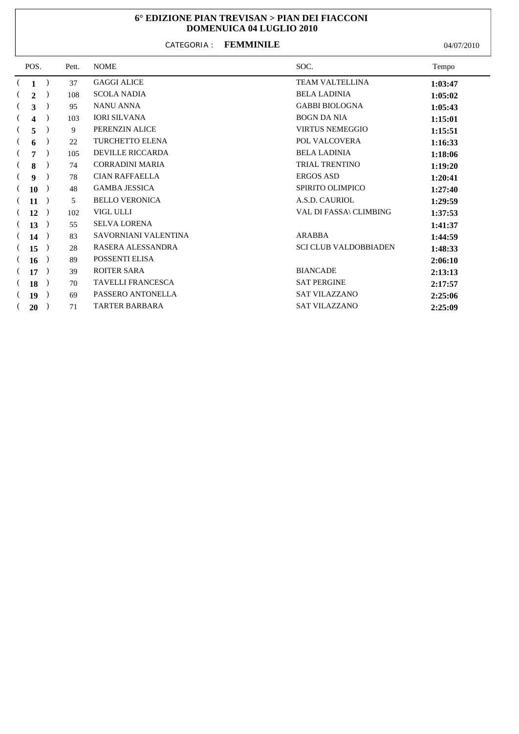**6° EDIZIONE PIAN TREVISAN > PIAN DEI FIACCONI**
**DOMENUICA 04 LUGLIO 2010**

CATEGORIA : **FEMMINILE**

04/07/2010

| POS. | Pett. | NOME | SOC. | Tempo |
|---|---|---|---|---|
| ( **1** ) | 37 | GAGGI ALICE | TEAM VALTELLINA | **1:03:47** |
| ( **2** ) | 108 | SCOLA NADIA | BELA LADINIA | **1:05:02** |
| ( **3** ) | 95 | NANU ANNA | GABBI BIOLOGNA | **1:05:43** |
| ( **4** ) | 103 | IORI SILVANA | BOGN DA NIA | **1:15:01** |
| ( **5** ) | 9 | PERENZIN ALICE | VIRTUS NEMEGGIO | **1:15:51** |
| ( **6** ) | 22 | TURCHETTO ELENA | POL VALCOVERA | **1:16:33** |
| ( **7** ) | 105 | DEVILLE RICCARDA | BELA LADINIA | **1:18:06** |
| ( **8** ) | 74 | CORRADINI MARIA | TRIAL TRENTINO | **1:19:20** |
| ( **9** ) | 78 | CIAN RAFFAELLA | ERGOS ASD | **1:20:41** |
| ( **10** ) | 48 | GAMBA JESSICA | SPIRITO OLIMPICO | **1:27:40** |
| ( **11** ) | 5 | BELLO VERONICA | A.S.D. CAURIOL | **1:29:59** |
| ( **12** ) | 102 | VIGL ULLI | VAL DI FASSA\ CLIMBING | **1:37:53** |
| ( **13** ) | 55 | SELVA LORENA | | **1:41:37** |
| ( **14** ) | 83 | SAVORNIANI VALENTINA | ARABBA | **1:44:59** |
| ( **15** ) | 28 | RASERA ALESSANDRA | SCI CLUB VALDOBBIADEN | **1:48:33** |
| ( **16** ) | 89 | POSSENTI ELISA | | **2:06:10** |
| ( **17** ) | 39 | ROITER SARA | BIANCADE | **2:13:13** |
| ( **18** ) | 70 | TAVELLI FRANCESCA | SAT PERGINE | **2:17:57** |
| ( **19** ) | 69 | PASSERO ANTONELLA | SAT VILAZZANO | **2:25:06** |
| ( **20** ) | 71 | TARTER BARBARA | SAT VILAZZANO | **2:25:09** |